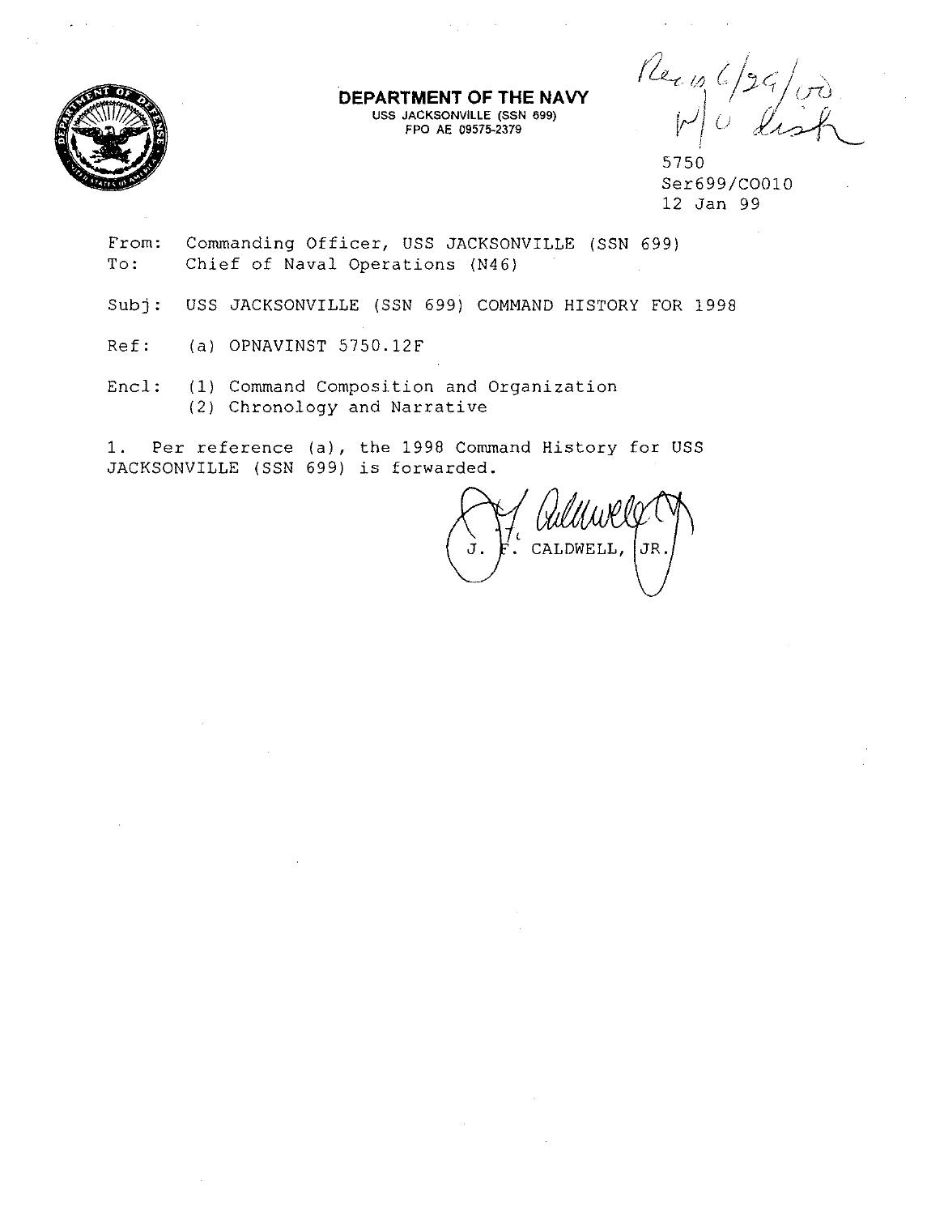**DEPARTMENT OF THE NAVY**
USS JACKSONVILLE (SSN 699)
FPO AE 09575-2379

Rec'd 6/29/00
w/o dist

5750
Ser699/CO010
12 Jan 99

From: Commanding Officer, USS JACKSONVILLE (SSN 699)
To: Chief of Naval Operations (N46)

Subj: USS JACKSONVILLE (SSN 699) COMMAND HISTORY FOR 1998

Ref: (a) OPNAVINST 5750.12F

Encl: (1) Command Composition and Organization
(2) Chronology and Narrative

1. Per reference (a), the 1998 Command History for USS JACKSONVILLE (SSN 699) is forwarded.

J. F. CALDWELL, JR.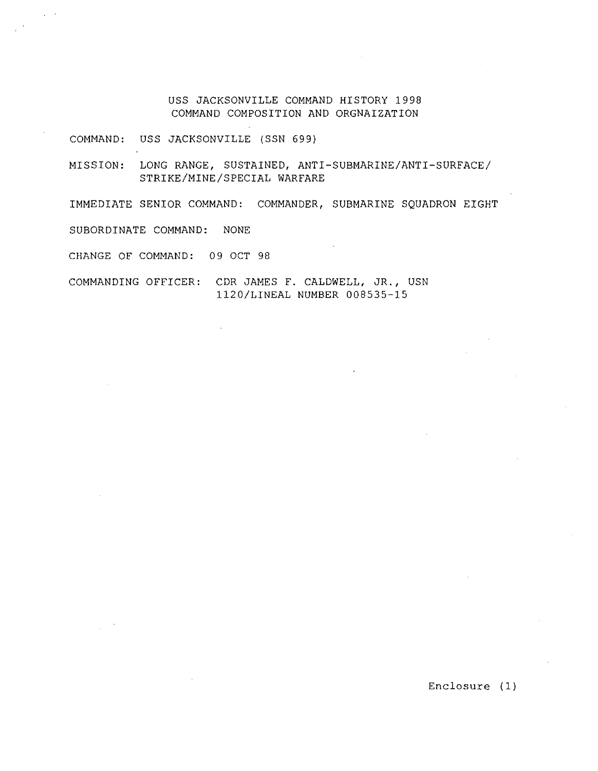# USS JACKSONVILLE COMMAND HISTORY 1998
## COMMAND COMPOSITION AND ORGNAIZATION

COMMAND: USS JACKSONVILLE (SSN 699)

MISSION: LONG RANGE, SUSTAINED, ANTI-SUBMARINE/ANTI-SURFACE/ STRIKE/MINE/SPECIAL WARFARE

IMMEDIATE SENIOR COMMAND: COMMANDER, SUBMARINE SQUADRON EIGHT

SUBORDINATE COMMAND: NONE

CHANGE OF COMMAND: 09 OCT 98

COMMANDING OFFICER: CDR JAMES F. CALDWELL, JR., USN
1120/LINEAL NUMBER 008535-15

Enclosure (1)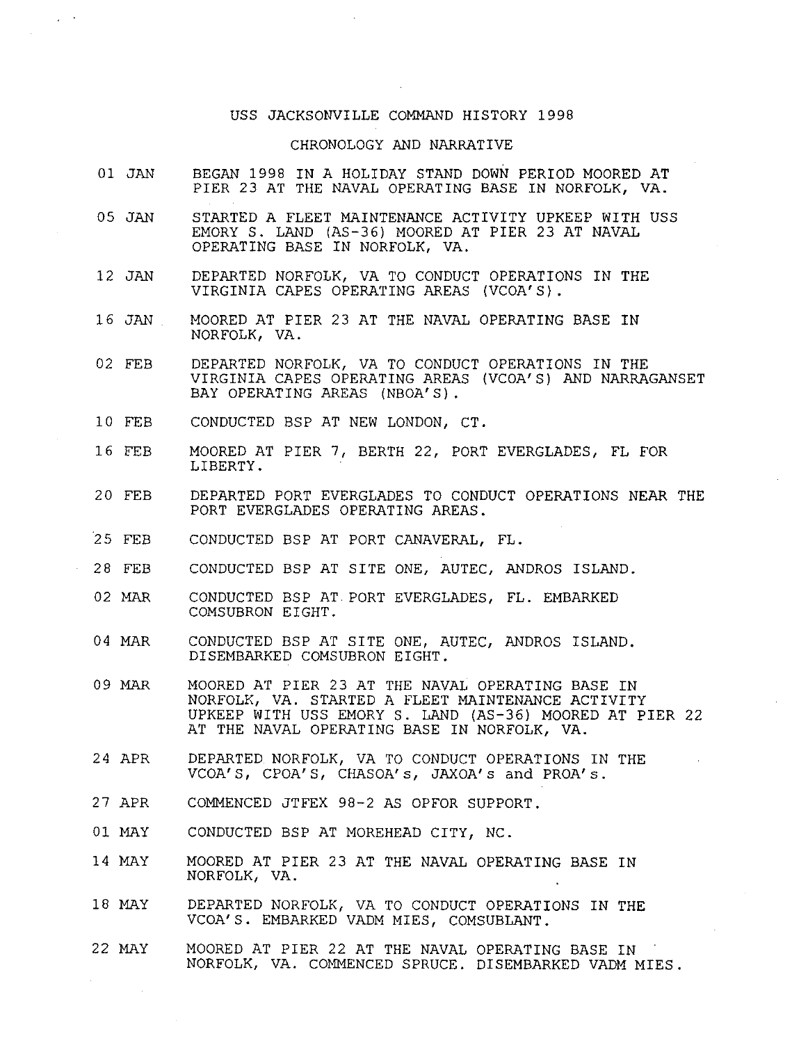# USS JACKSONVILLE COMMAND HISTORY 1998

## CHRONOLOGY AND NARRATIVE

| | |
|---|---|
| 01 JAN | BEGAN 1998 IN A HOLIDAY STAND DOWN PERIOD MOORED AT PIER 23 AT THE NAVAL OPERATING BASE IN NORFOLK, VA. |
| 05 JAN | STARTED A FLEET MAINTENANCE ACTIVITY UPKEEP WITH USS EMORY S. LAND (AS-36) MOORED AT PIER 23 AT NAVAL OPERATING BASE IN NORFOLK, VA. |
| 12 JAN | DEPARTED NORFOLK, VA TO CONDUCT OPERATIONS IN THE VIRGINIA CAPES OPERATING AREAS (VCOA'S). |
| 16 JAN | MOORED AT PIER 23 AT THE NAVAL OPERATING BASE IN NORFOLK, VA. |
| 02 FEB | DEPARTED NORFOLK, VA TO CONDUCT OPERATIONS IN THE VIRGINIA CAPES OPERATING AREAS (VCOA'S) AND NARRAGANSET BAY OPERATING AREAS (NBOA'S). |
| 10 FEB | CONDUCTED BSP AT NEW LONDON, CT. |
| 16 FEB | MOORED AT PIER 7, BERTH 22, PORT EVERGLADES, FL FOR LIBERTY. |
| 20 FEB | DEPARTED PORT EVERGLADES TO CONDUCT OPERATIONS NEAR THE PORT EVERGLADES OPERATING AREAS. |
| 25 FEB | CONDUCTED BSP AT PORT CANAVERAL, FL. |
| 28 FEB | CONDUCTED BSP AT SITE ONE, AUTEC, ANDROS ISLAND. |
| 02 MAR | CONDUCTED BSP AT PORT EVERGLADES, FL. EMBARKED COMSUBRON EIGHT. |
| 04 MAR | CONDUCTED BSP AT SITE ONE, AUTEC, ANDROS ISLAND. DISEMBARKED COMSUBRON EIGHT. |
| 09 MAR | MOORED AT PIER 23 AT THE NAVAL OPERATING BASE IN NORFOLK, VA. STARTED A FLEET MAINTENANCE ACTIVITY UPKEEP WITH USS EMORY S. LAND (AS-36) MOORED AT PIER 22 AT THE NAVAL OPERATING BASE IN NORFOLK, VA. |
| 24 APR | DEPARTED NORFOLK, VA TO CONDUCT OPERATIONS IN THE VCOA'S, CPOA'S, CHASOA's, JAXOA's and PROA's. |
| 27 APR | COMMENCED JTFEX 98-2 AS OPFOR SUPPORT. |
| 01 MAY | CONDUCTED BSP AT MOREHEAD CITY, NC. |
| 14 MAY | MOORED AT PIER 23 AT THE NAVAL OPERATING BASE IN NORFOLK, VA. |
| 18 MAY | DEPARTED NORFOLK, VA TO CONDUCT OPERATIONS IN THE VCOA'S. EMBARKED VADM MIES, COMSUBLANT. |
| 22 MAY | MOORED AT PIER 22 AT THE NAVAL OPERATING BASE IN NORFOLK, VA. COMMENCED SPRUCE. DISEMBARKED VADM MIES. |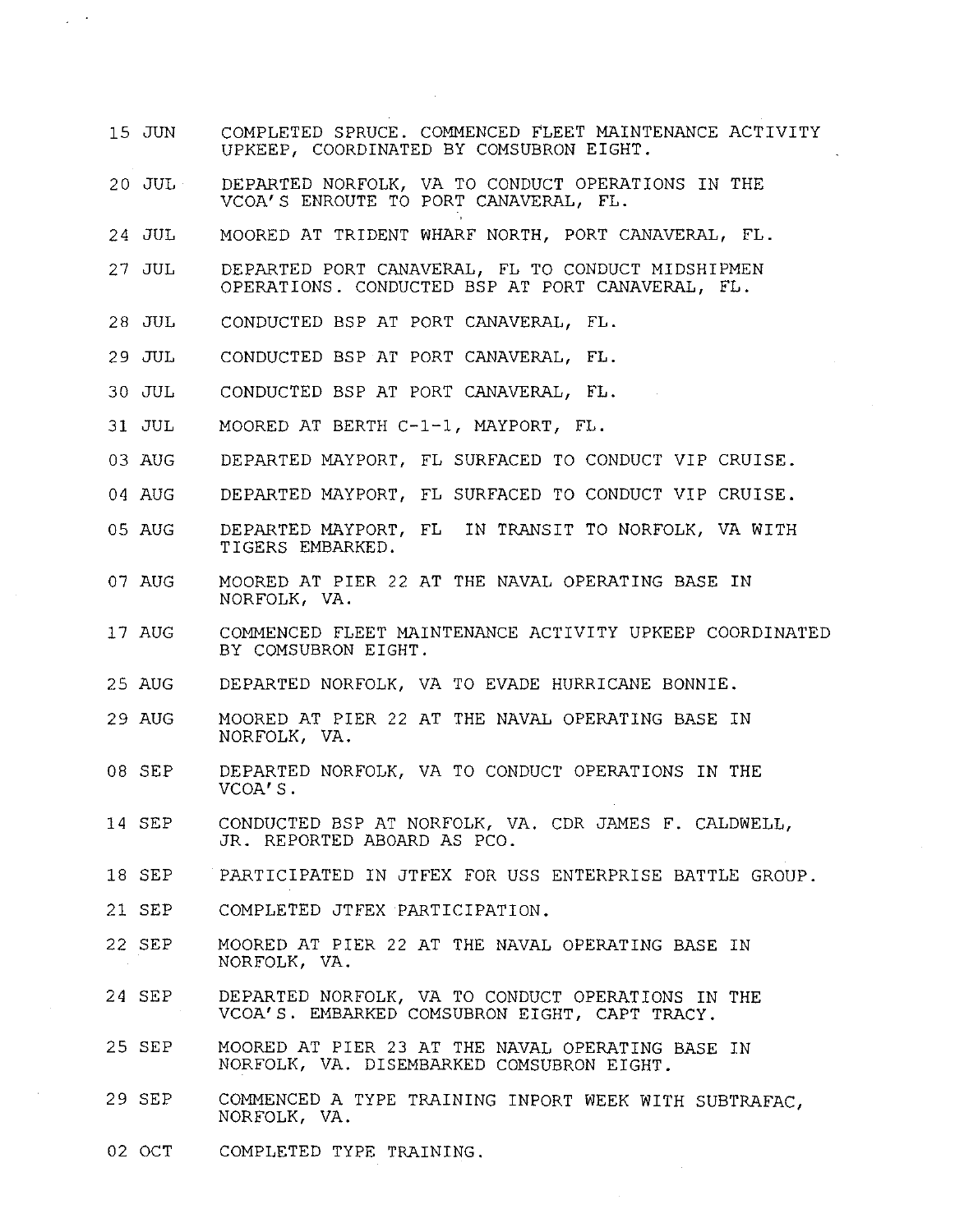15 JUN COMPLETED SPRUCE. COMMENCED FLEET MAINTENANCE ACTIVITY UPKEEP, COORDINATED BY COMSUBRON EIGHT.

20 JUL DEPARTED NORFOLK, VA TO CONDUCT OPERATIONS IN THE VCOA'S ENROUTE TO PORT CANAVERAL, FL.

24 JUL MOORED AT TRIDENT WHARF NORTH, PORT CANAVERAL, FL.

27 JUL DEPARTED PORT CANAVERAL, FL TO CONDUCT MIDSHIPMEN OPERATIONS. CONDUCTED BSP AT PORT CANAVERAL, FL.

28 JUL CONDUCTED BSP AT PORT CANAVERAL, FL.

29 JUL CONDUCTED BSP AT PORT CANAVERAL, FL.

30 JUL CONDUCTED BSP AT PORT CANAVERAL, FL.

31 JUL MOORED AT BERTH C-1-1, MAYPORT, FL.

03 AUG DEPARTED MAYPORT, FL SURFACED TO CONDUCT VIP CRUISE.

04 AUG DEPARTED MAYPORT, FL SURFACED TO CONDUCT VIP CRUISE.

05 AUG DEPARTED MAYPORT, FL IN TRANSIT TO NORFOLK, VA WITH TIGERS EMBARKED.

07 AUG MOORED AT PIER 22 AT THE NAVAL OPERATING BASE IN NORFOLK, VA.

17 AUG COMMENCED FLEET MAINTENANCE ACTIVITY UPKEEP COORDINATED BY COMSUBRON EIGHT.

25 AUG DEPARTED NORFOLK, VA TO EVADE HURRICANE BONNIE.

29 AUG MOORED AT PIER 22 AT THE NAVAL OPERATING BASE IN NORFOLK, VA.

08 SEP DEPARTED NORFOLK, VA TO CONDUCT OPERATIONS IN THE VCOA'S.

14 SEP CONDUCTED BSP AT NORFOLK, VA. CDR JAMES F. CALDWELL, JR. REPORTED ABOARD AS PCO.

18 SEP PARTICIPATED IN JTFEX FOR USS ENTERPRISE BATTLE GROUP.

21 SEP COMPLETED JTFEX PARTICIPATION.

22 SEP MOORED AT PIER 22 AT THE NAVAL OPERATING BASE IN NORFOLK, VA.

24 SEP DEPARTED NORFOLK, VA TO CONDUCT OPERATIONS IN THE VCOA'S. EMBARKED COMSUBRON EIGHT, CAPT TRACY.

25 SEP MOORED AT PIER 23 AT THE NAVAL OPERATING BASE IN NORFOLK, VA. DISEMBARKED COMSUBRON EIGHT.

29 SEP COMMENCED A TYPE TRAINING INPORT WEEK WITH SUBTRAFAC, NORFOLK, VA.

02 OCT COMPLETED TYPE TRAINING.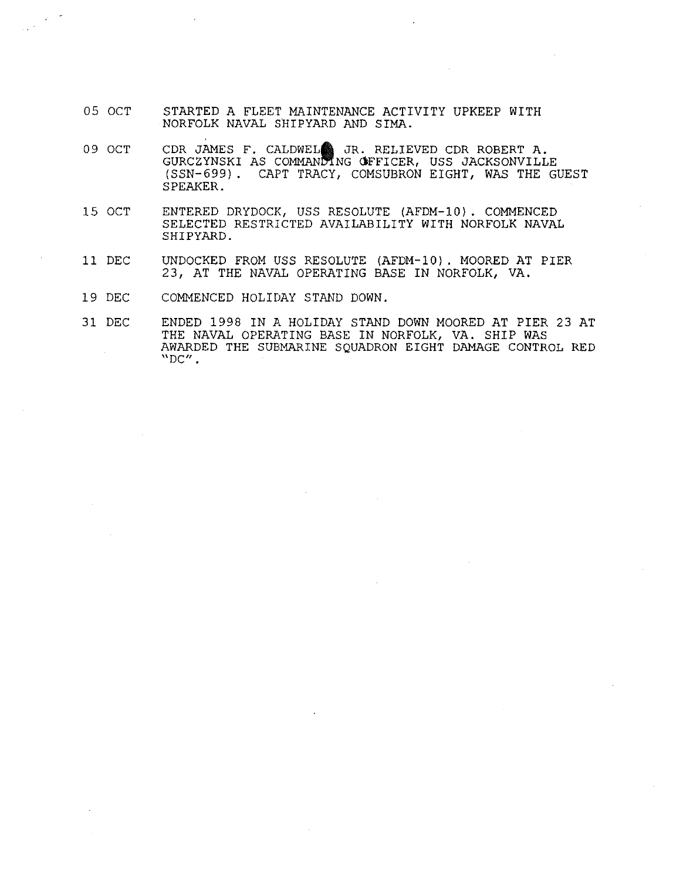05 OCT STARTED A FLEET MAINTENANCE ACTIVITY UPKEEP WITH NORFOLK NAVAL SHIPYARD AND SIMA.

09 OCT CDR JAMES F. CALDWELL JR. RELIEVED CDR ROBERT A. GURCZYNSKI AS COMMANDING OFFICER, USS JACKSONVILLE (SSN-699). CAPT TRACY, COMSUBRON EIGHT, WAS THE GUEST SPEAKER.

15 OCT ENTERED DRYDOCK, USS RESOLUTE (AFDM-10). COMMENCED SELECTED RESTRICTED AVAILABILITY WITH NORFOLK NAVAL SHIPYARD.

11 DEC UNDOCKED FROM USS RESOLUTE (AFDM-10). MOORED AT PIER 23, AT THE NAVAL OPERATING BASE IN NORFOLK, VA.

19 DEC COMMENCED HOLIDAY STAND DOWN.

31 DEC ENDED 1998 IN A HOLIDAY STAND DOWN MOORED AT PIER 23 AT THE NAVAL OPERATING BASE IN NORFOLK, VA. SHIP WAS AWARDED THE SUBMARINE SQUADRON EIGHT DAMAGE CONTROL RED "DC".